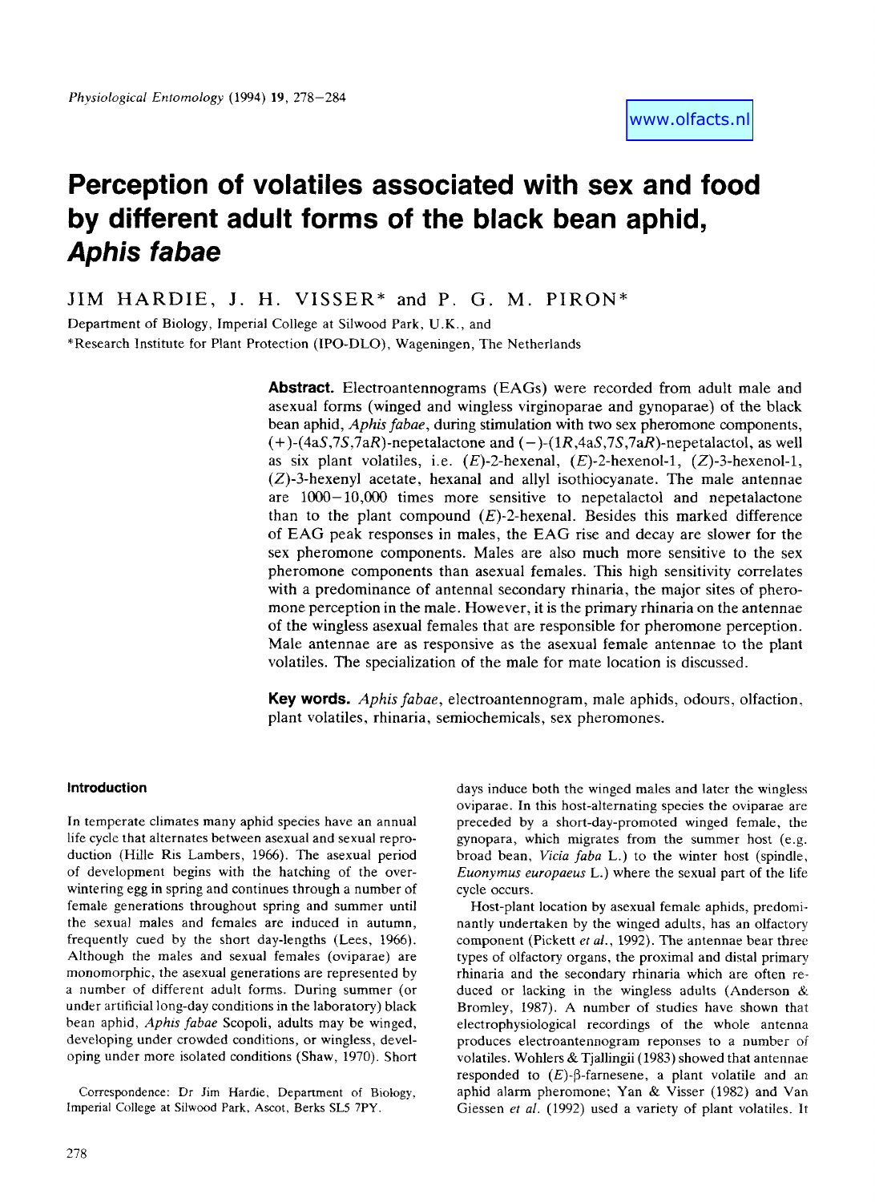www.olfacts.nl

# Perception of volatiles associated with sex and food by different adult forms of the black bean aphid, *Aphis fabae*

JIM HARDIE, J. H. VISSER* and P. G. M. PIRON*

Department of Biology, Imperial College at Silwood Park, U.K., and
*Research Institute for Plant Protection (IPO-DLO), Wageningen, The Netherlands

**Abstract.** Electroantennograms (EAGs) were recorded from adult male and asexual forms (winged and wingless virginoparae and gynoparae) of the black bean aphid, *Aphis fabae*, during stimulation with two sex pheromone components, (+)-(4a*S*,7*S*,7a*R*)-nepetalactone and (−)-(1*R*,4a*S*,7*S*,7a*R*)-nepetalactol, as well as six plant volatiles, i.e. (*E*)-2-hexenal, (*E*)-2-hexenol-1, (*Z*)-3-hexenol-1, (*Z*)-3-hexenyl acetate, hexanal and allyl isothiocyanate. The male antennae are 1000–10,000 times more sensitive to nepetalactol and nepetalactone than to the plant compound (*E*)-2-hexenal. Besides this marked difference of EAG peak responses in males, the EAG rise and decay are slower for the sex pheromone components. Males are also much more sensitive to the sex pheromone components than asexual females. This high sensitivity correlates with a predominance of antennal secondary rhinaria, the major sites of pheromone perception in the male. However, it is the primary rhinaria on the antennae of the wingless asexual females that are responsible for pheromone perception. Male antennae are as responsive as the asexual female antennae to the plant volatiles. The specialization of the male for mate location is discussed.

**Key words.** *Aphis fabae*, electroantennogram, male aphids, odours, olfaction, plant volatiles, rhinaria, semiochemicals, sex pheromones.

## Introduction

In temperate climates many aphid species have an annual life cycle that alternates between asexual and sexual reproduction (Hille Ris Lambers, 1966). The asexual period of development begins with the hatching of the overwintering egg in spring and continues through a number of female generations throughout spring and summer until the sexual males and females are induced in autumn, frequently cued by the short day-lengths (Lees, 1966). Although the males and sexual females (oviparae) are monomorphic, the asexual generations are represented by a number of different adult forms. During summer (or under artificial long-day conditions in the laboratory) black bean aphid, *Aphis fabae* Scopoli, adults may be winged, developing under crowded conditions, or wingless, developing under more isolated conditions (Shaw, 1970). Short days induce both the winged males and later the wingless oviparae. In this host-alternating species the oviparae are preceded by a short-day-promoted winged female, the gynopara, which migrates from the summer host (e.g. broad bean, *Vicia faba* L.) to the winter host (spindle, *Euonymus europaeus* L.) where the sexual part of the life cycle occurs.

Host-plant location by asexual female aphids, predominantly undertaken by the winged adults, has an olfactory component (Pickett *et al.*, 1992). The antennae bear three types of olfactory organs, the proximal and distal primary rhinaria and the secondary rhinaria which are often reduced or lacking in the wingless adults (Anderson & Bromley, 1987). A number of studies have shown that electrophysiological recordings of the whole antenna produces electroantennogram reponses to a number of volatiles. Wohlers & Tjallingii (1983) showed that antennae responded to (*E*)-β-farnesene, a plant volatile and an aphid alarm pheromone; Yan & Visser (1982) and Van Giessen *et al.* (1992) used a variety of plant volatiles. It

Correspondence: Dr Jim Hardie, Department of Biology, Imperial College at Silwood Park, Ascot, Berks SL5 7PY.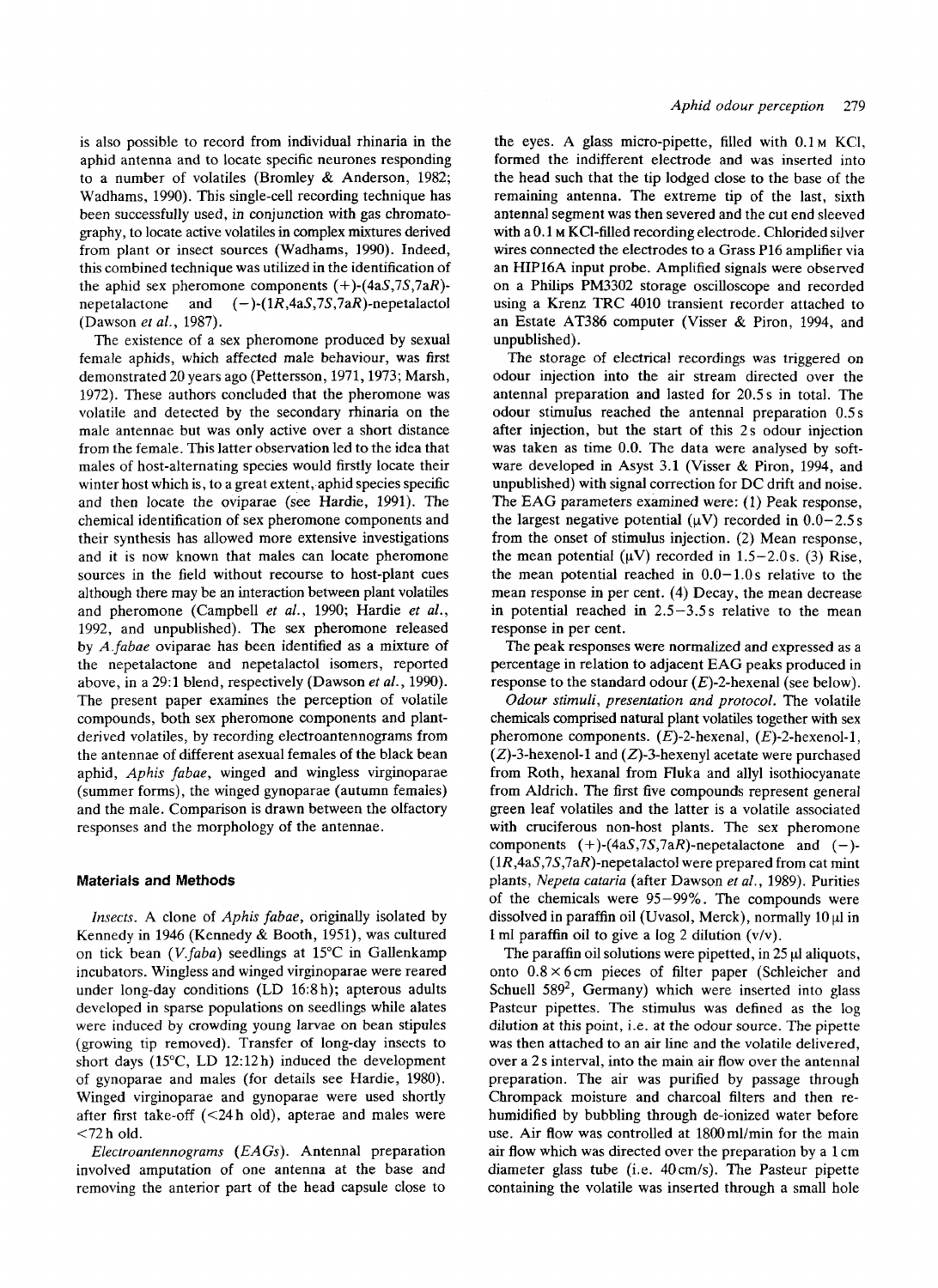is also possible to record from individual rhinaria in the aphid antenna and to locate specific neurones responding to a number of volatiles (Bromley & Anderson, 1982; Wadhams, 1990). This single-cell recording technique has been successfully used, in conjunction with gas chromatography, to locate active volatiles in complex mixtures derived from plant or insect sources (Wadhams, 1990). Indeed, this combined technique was utilized in the identification of the aphid sex pheromone components (+)-(4a*S*,7*S*,7a*R*)-nepetalactone and (−)-(1*R*,4a*S*,7*S*,7a*R*)-nepetalactol (Dawson *et al.*, 1987).

The existence of a sex pheromone produced by sexual female aphids, which affected male behaviour, was first demonstrated 20 years ago (Pettersson, 1971, 1973; Marsh, 1972). These authors concluded that the pheromone was volatile and detected by the secondary rhinaria on the male antennae but was only active over a short distance from the female. This latter observation led to the idea that males of host-alternating species would firstly locate their winter host which is, to a great extent, aphid species specific and then locate the oviparae (see Hardie, 1991). The chemical identification of sex pheromone components and their synthesis has allowed more extensive investigations and it is now known that males can locate pheromone sources in the field without recourse to host-plant cues although there may be an interaction between plant volatiles and pheromone (Campbell *et al.*, 1990; Hardie *et al.*, 1992, and unpublished). The sex pheromone released by *A.fabae* oviparae has been identified as a mixture of the nepetalactone and nepetalactol isomers, reported above, in a 29:1 blend, respectively (Dawson *et al.*, 1990). The present paper examines the perception of volatile compounds, both sex pheromone components and plant-derived volatiles, by recording electroantennograms from the antennae of different asexual females of the black bean aphid, *Aphis fabae*, winged and wingless virginoparae (summer forms), the winged gynoparae (autumn females) and the male. Comparison is drawn between the olfactory responses and the morphology of the antennae.

## Materials and Methods

*Insects.* A clone of *Aphis fabae*, originally isolated by Kennedy in 1946 (Kennedy & Booth, 1951), was cultured on tick bean (*V.faba*) seedlings at 15°C in Gallenkamp incubators. Wingless and winged virginoparae were reared under long-day conditions (LD 16:8 h); apterous adults developed in sparse populations on seedlings while alates were induced by crowding young larvae on bean stipules (growing tip removed). Transfer of long-day insects to short days (15°C, LD 12:12 h) induced the development of gynoparae and males (for details see Hardie, 1980). Winged virginoparae and gynoparae were used shortly after first take-off (<24 h old), apterae and males were <72 h old.

*Electroantennograms (EAGs).* Antennal preparation involved amputation of one antenna at the base and removing the anterior part of the head capsule close to the eyes. A glass micro-pipette, filled with 0.1 M KCl, formed the indifferent electrode and was inserted into the head such that the tip lodged close to the base of the remaining antenna. The extreme tip of the last, sixth antennal segment was then severed and the cut end sleeved with a 0.1 M KCl-filled recording electrode. Chlorided silver wires connected the electrodes to a Grass P16 amplifier via an HIP16A input probe. Amplified signals were observed on a Philips PM3302 storage oscilloscope and recorded using a Krenz TRC 4010 transient recorder attached to an Estate AT386 computer (Visser & Piron, 1994, and unpublished).

The storage of electrical recordings was triggered on odour injection into the air stream directed over the antennal preparation and lasted for 20.5 s in total. The odour stimulus reached the antennal preparation 0.5 s after injection, but the start of this 2 s odour injection was taken as time 0.0. The data were analysed by software developed in Asyst 3.1 (Visser & Piron, 1994, and unpublished) with signal correction for DC drift and noise. The EAG parameters examined were: (1) Peak response, the largest negative potential (μV) recorded in 0.0–2.5 s from the onset of stimulus injection. (2) Mean response, the mean potential (μV) recorded in 1.5–2.0 s. (3) Rise, the mean potential reached in 0.0–1.0 s relative to the mean response in per cent. (4) Decay, the mean decrease in potential reached in 2.5–3.5 s relative to the mean response in per cent.

The peak responses were normalized and expressed as a percentage in relation to adjacent EAG peaks produced in response to the standard odour (*E*)-2-hexenal (see below).

*Odour stimuli, presentation and protocol.* The volatile chemicals comprised natural plant volatiles together with sex pheromone components. (*E*)-2-hexenal, (*E*)-2-hexenol-1, (*Z*)-3-hexenol-1 and (*Z*)-3-hexenyl acetate were purchased from Roth, hexanal from Fluka and allyl isothiocyanate from Aldrich. The first five compounds represent general green leaf volatiles and the latter is a volatile associated with cruciferous non-host plants. The sex pheromone components (+)-(4a*S*,7*S*,7a*R*)-nepetalactone and (−)-(1*R*,4a*S*,7*S*,7a*R*)-nepetalactol were prepared from cat mint plants, *Nepeta cataria* (after Dawson *et al.*, 1989). Purities of the chemicals were 95–99%. The compounds were dissolved in paraffin oil (Uvasol, Merck), normally 10 μl in 1 ml paraffin oil to give a log 2 dilution (v/v).

The paraffin oil solutions were pipetted, in 25 μl aliquots, onto 0.8 × 6 cm pieces of filter paper (Schleicher and Schuell 589[2], Germany) which were inserted into glass Pasteur pipettes. The stimulus was defined as the log dilution at this point, i.e. at the odour source. The pipette was then attached to an air line and the volatile delivered, over a 2 s interval, into the main air flow over the antennal preparation. The air was purified by passage through Chrompack moisture and charcoal filters and then re-humidified by bubbling through de-ionized water before use. Air flow was controlled at 1800 ml/min for the main air flow which was directed over the preparation by a 1 cm diameter glass tube (i.e. 40 cm/s). The Pasteur pipette containing the volatile was inserted through a small hole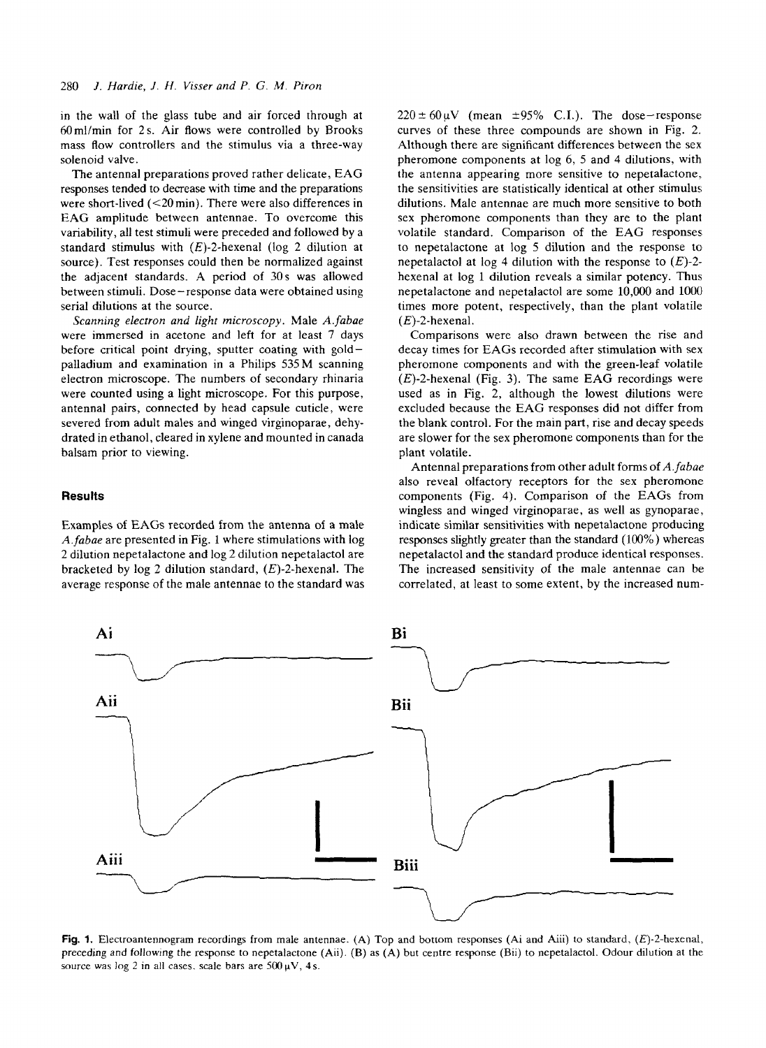in the wall of the glass tube and air forced through at 60 ml/min for 2 s. Air flows were controlled by Brooks mass flow controllers and the stimulus via a three-way solenoid valve.

The antennal preparations proved rather delicate, EAG responses tended to decrease with time and the preparations were short-lived (<20 min). There were also differences in EAG amplitude between antennae. To overcome this variability, all test stimuli were preceded and followed by a standard stimulus with (*E*)-2-hexenal (log 2 dilution at source). Test responses could then be normalized against the adjacent standards. A period of 30 s was allowed between stimuli. Dose–response data were obtained using serial dilutions at the source.

*Scanning electron and light microscopy.* Male *A.fabae* were immersed in acetone and left for at least 7 days before critical point drying, sputter coating with gold–palladium and examination in a Philips 535 M scanning electron microscope. The numbers of secondary rhinaria were counted using a light microscope. For this purpose, antennal pairs, connected by head capsule cuticle, were severed from adult males and winged virginoparae, dehydrated in ethanol, cleared in xylene and mounted in canada balsam prior to viewing.

## Results

Examples of EAGs recorded from the antenna of a male *A.fabae* are presented in Fig. 1 where stimulations with log 2 dilution nepetalactone and log 2 dilution nepetalactol are bracketed by log 2 dilution standard, (*E*)-2-hexenal. The average response of the male antennae to the standard was $220 \pm 60\,\mu V$ (mean $\pm 95\%$ C.I.). The dose–response curves of these three compounds are shown in Fig. 2. Although there are significant differences between the sex pheromone components at log 6, 5 and 4 dilutions, with the antenna appearing more sensitive to nepetalactone, the sensitivities are statistically identical at other stimulus dilutions. Male antennae are much more sensitive to both sex pheromone components than they are to the plant volatile standard. Comparison of the EAG responses to nepetalactone at log 5 dilution and the response to nepetalactol at log 4 dilution with the response to (*E*)-2-hexenal at log 1 dilution reveals a similar potency. Thus nepetalactone and nepetalactol are some 10,000 and 1000 times more potent, respectively, than the plant volatile (*E*)-2-hexenal.

Comparisons were also drawn between the rise and decay times for EAGs recorded after stimulation with sex pheromone components and with the green-leaf volatile (*E*)-2-hexenal (Fig. 3). The same EAG recordings were used as in Fig. 2, although the lowest dilutions were excluded because the EAG responses did not differ from the blank control. For the main part, rise and decay speeds are slower for the sex pheromone components than for the plant volatile.

Antennal preparations from other adult forms of *A.fabae* also reveal olfactory receptors for the sex pheromone components (Fig. 4). Comparison of the EAGs from wingless and winged virginoparae, as well as gynoparae, indicate similar sensitivities with nepetalactone producing responses slightly greater than the standard (100%) whereas nepetalactol and the standard produce identical responses. The increased sensitivity of the male antennae can be correlated, at least to some extent, by the increased num-

**Fig. 1.** Electroantennogram recordings from male antennae. (A) Top and bottom responses (Ai and Aiii) to standard, (*E*)-2-hexenal, preceding and following the response to nepetalactone (Aii). (B) as (A) but centre response (Bii) to nepetalactol. Odour dilution at the source was log 2 in all cases. scale bars are $500\,\mu V$, 4 s.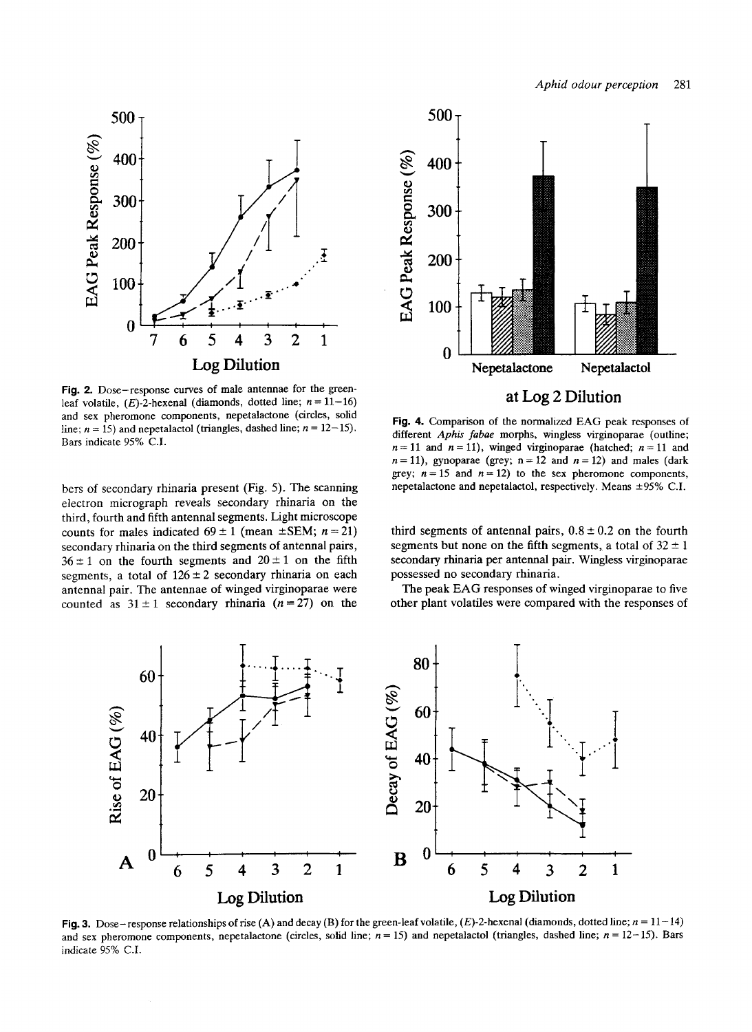Fig. 2. Dose–response curves of male antennae for the green-leaf volatile, (*E*)-2-hexenal (diamonds, dotted line; $n = 11–16$) and sex pheromone components, nepetalactone (circles, solid line; $n = 15$) and nepetalactol (triangles, dashed line; $n = 12–15$). Bars indicate 95% C.I.

Fig. 4. Comparison of the normalized EAG peak responses of different *Aphis fabae* morphs, wingless virginoparae (outline; $n = 11$ and $n = 11$), winged virginoparae (hatched; $n = 11$ and $n = 11$), gynoparae (grey; $n = 12$ and $n = 12$) and males (dark grey; $n = 15$ and $n = 12$) to the sex pheromone components, nepetalactone and nepetalactol, respectively. Means ±95% C.I.

bers of secondary rhinaria present (Fig. 5). The scanning electron micrograph reveals secondary rhinaria on the third, fourth and fifth antennal segments. Light microscope counts for males indicated $69 \pm 1$ (mean ±SEM; $n = 21$) secondary rhinaria on the third segments of antennal pairs, $36 \pm 1$ on the fourth segments and $20 \pm 1$ on the fifth segments, a total of $126 \pm 2$ secondary rhinaria on each antennal pair. The antennae of winged virginoparae were counted as $31 \pm 1$ secondary rhinaria ($n = 27$) on the third segments of antennal pairs, $0.8 \pm 0.2$ on the fourth segments but none on the fifth segments, a total of $32 \pm 1$ secondary rhinaria per antennal pair. Wingless virginoparae possessed no secondary rhinaria.

The peak EAG responses of winged virginoparae to five other plant volatiles were compared with the responses of

Fig. 3. Dose–response relationships of rise (A) and decay (B) for the green-leaf volatile, (*E*)-2-hexenal (diamonds, dotted line; $n = 11–14$) and sex pheromone components, nepetalactone (circles, solid line; $n = 15$) and nepetalactol (triangles, dashed line; $n = 12–15$). Bars indicate 95% C.I.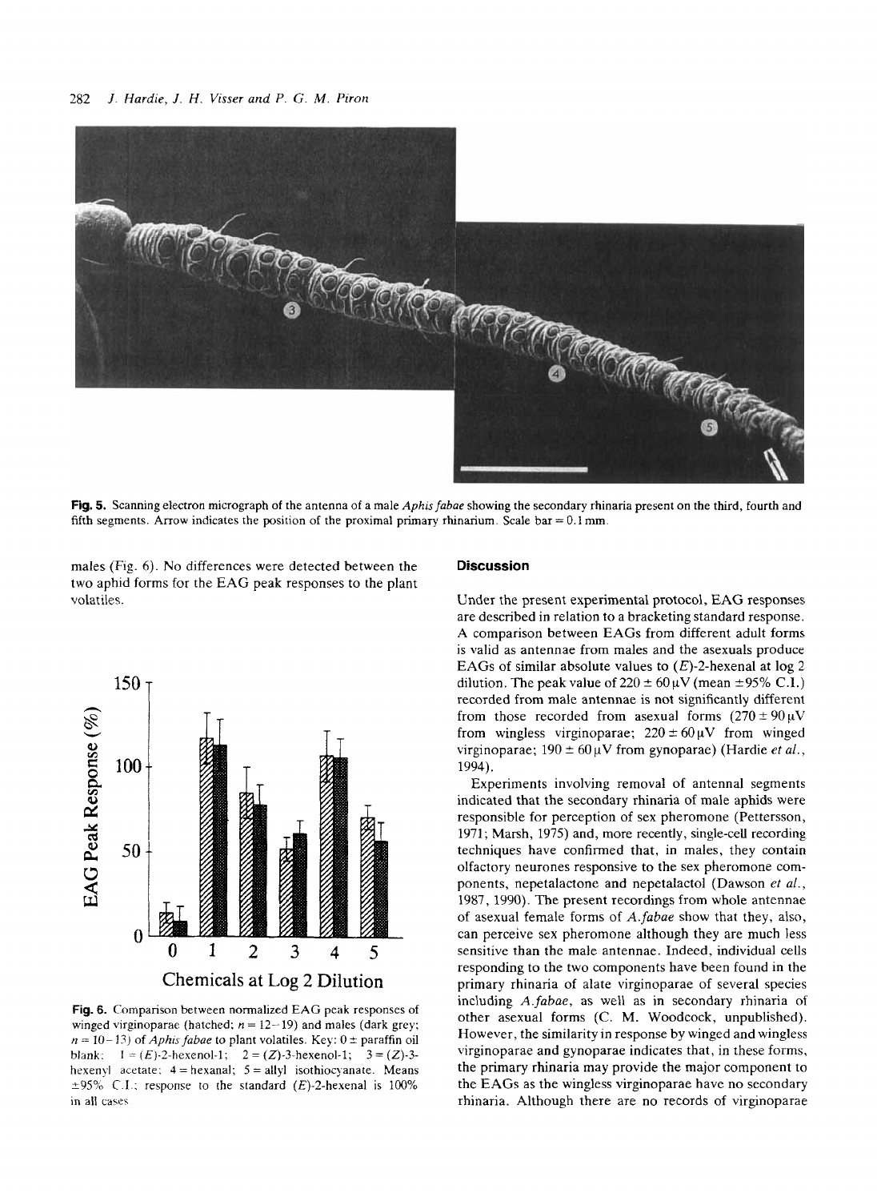Fig. 5. Scanning electron micrograph of the antenna of a male *Aphis fabae* showing the secondary rhinaria present on the third, fourth and fifth segments. Arrow indicates the position of the proximal primary rhinarium. Scale bar = 0.1 mm.

males (Fig. 6). No differences were detected between the two aphid forms for the EAG peak responses to the plant volatiles.

Fig. 6. Comparison between normalized EAG peak responses of winged virginoparae (hatched; $n = 12–19$) and males (dark grey; $n = 10–13$) of *Aphis fabae* to plant volatiles. Key: 0 = paraffin oil blank; 1 = (*E*)-2-hexenol-1; 2 = (*Z*)-3-hexenol-1; 3 = (*Z*)-3-hexenyl acetate; 4 = hexanal; 5 = allyl isothiocyanate. Means ±95% C.I.; response to the standard (*E*)-2-hexenal is 100% in all cases.

## Discussion

Under the present experimental protocol, EAG responses are described in relation to a bracketing standard response. A comparison between EAGs from different adult forms is valid as antennae from males and the asexuals produce EAGs of similar absolute values to (*E*)-2-hexenal at log 2 dilution. The peak value of $220 \pm 60\,\mu V$ (mean ±95% C.I.) recorded from male antennae is not significantly different from those recorded from asexual forms ($270 \pm 90\,\mu V$ from wingless virginoparae; $220 \pm 60\,\mu V$ from winged virginoparae; $190 \pm 60\,\mu V$ from gynoparae) (Hardie *et al.*, 1994).

Experiments involving removal of antennal segments indicated that the secondary rhinaria of male aphids were responsible for perception of sex pheromone (Pettersson, 1971; Marsh, 1975) and, more recently, single-cell recording techniques have confirmed that, in males, they contain olfactory neurones responsive to the sex pheromone components, nepetalactone and nepetalactol (Dawson *et al.*, 1987, 1990). The present recordings from whole antennae of asexual female forms of *A. fabae* show that they, also, can perceive sex pheromone although they are much less sensitive than the male antennae. Indeed, individual cells responding to the two components have been found in the primary rhinaria of alate virginoparae of several species including *A. fabae*, as well as in secondary rhinaria of other asexual forms (C. M. Woodcock, unpublished). However, the similarity in response by winged and wingless virginoparae and gynoparae indicates that, in these forms, the primary rhinaria may provide the major component to the EAGs as the wingless virginoparae have no secondary rhinaria. Although there are no records of virginoparae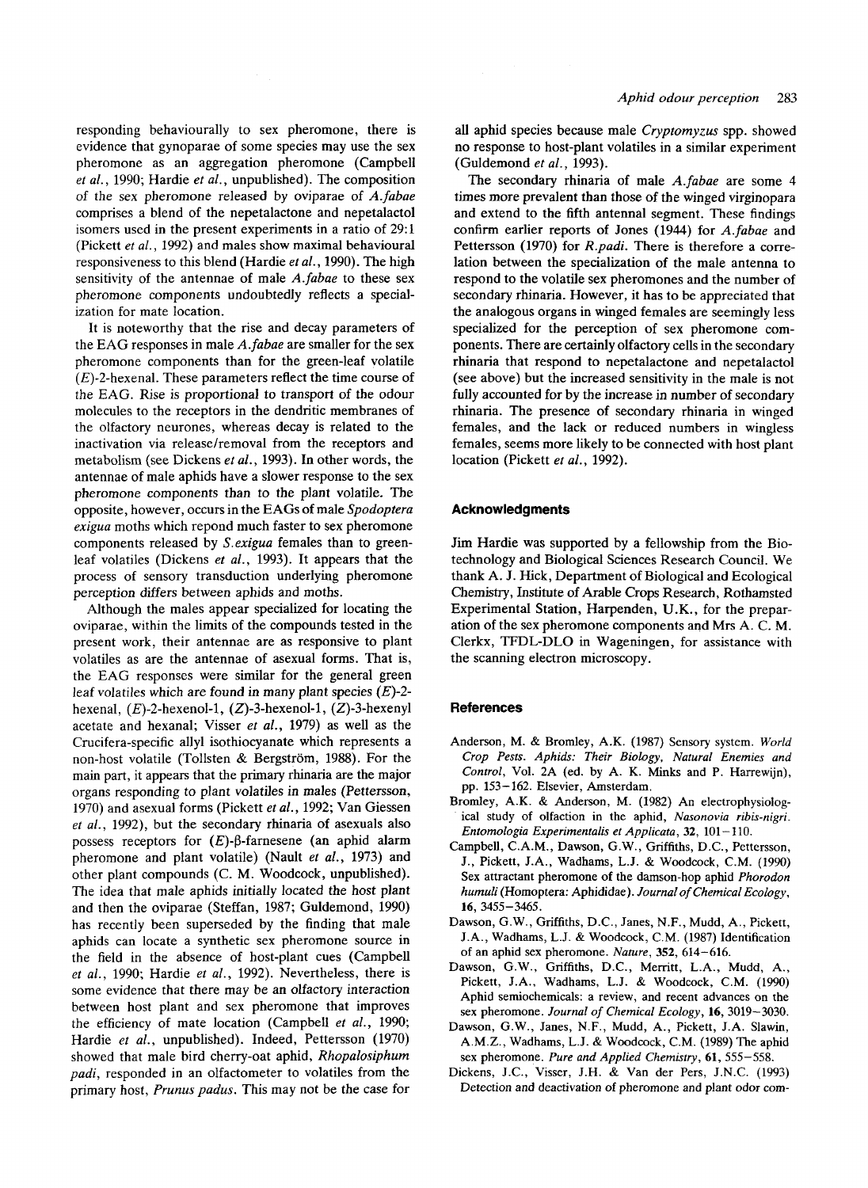responding behaviourally to sex pheromone, there is evidence that gynoparae of some species may use the sex pheromone as an aggregation pheromone (Campbell *et al.*, 1990; Hardie *et al.*, unpublished). The composition of the sex pheromone released by oviparae of *A.fabae* comprises a blend of the nepetalactone and nepetalactol isomers used in the present experiments in a ratio of 29:1 (Pickett *et al.*, 1992) and males show maximal behavioural responsiveness to this blend (Hardie *et al.*, 1990). The high sensitivity of the antennae of male *A.fabae* to these sex pheromone components undoubtedly reflects a specialization for mate location.

It is noteworthy that the rise and decay parameters of the EAG responses in male *A.fabae* are smaller for the sex pheromone components than for the green-leaf volatile (*E*)-2-hexenal. These parameters reflect the time course of the EAG. Rise is proportional to transport of the odour molecules to the receptors in the dendritic membranes of the olfactory neurones, whereas decay is related to the inactivation via release/removal from the receptors and metabolism (see Dickens *et al.*, 1993). In other words, the antennae of male aphids have a slower response to the sex pheromone components than to the plant volatile. The opposite, however, occurs in the EAGs of male *Spodoptera exigua* moths which repond much faster to sex pheromone components released by *S.exigua* females than to green-leaf volatiles (Dickens *et al.*, 1993). It appears that the process of sensory transduction underlying pheromone perception differs between aphids and moths.

Although the males appear specialized for locating the oviparae, within the limits of the compounds tested in the present work, their antennae are as responsive to plant volatiles as are the antennae of asexual forms. That is, the EAG responses were similar for the general green leaf volatiles which are found in many plant species (*E*)-2-hexenal, (*E*)-2-hexenol-1, (*Z*)-3-hexenol-1, (*Z*)-3-hexenyl acetate and hexanal; Visser *et al.*, 1979) as well as the Crucifera-specific allyl isothiocyanate which represents a non-host volatile (Tollsten & Bergström, 1988). For the main part, it appears that the primary rhinaria are the major organs responding to plant volatiles in males (Pettersson, 1970) and asexual forms (Pickett *et al.*, 1992; Van Giessen *et al.*, 1992), but the secondary rhinaria of asexuals also possess receptors for (*E*)-β-farnesene (an aphid alarm pheromone and plant volatile) (Nault *et al.*, 1973) and other plant compounds (C. M. Woodcock, unpublished). The idea that male aphids initially located the host plant and then the oviparae (Steffan, 1987; Guldemond, 1990) has recently been superseded by the finding that male aphids can locate a synthetic sex pheromone source in the field in the absence of host-plant cues (Campbell *et al.*, 1990; Hardie *et al.*, 1992). Nevertheless, there is some evidence that there may be an olfactory interaction between host plant and sex pheromone that improves the efficiency of mate location (Campbell *et al.*, 1990; Hardie *et al.*, unpublished). Indeed, Pettersson (1970) showed that male bird cherry-oat aphid, *Rhopalosiphum padi*, responded in an olfactometer to volatiles from the primary host, *Prunus padus*. This may not be the case for all aphid species because male *Cryptomyzus* spp. showed no response to host-plant volatiles in a similar experiment (Guldemond *et al.*, 1993).

The secondary rhinaria of male *A.fabae* are some 4 times more prevalent than those of the winged virginopara and extend to the fifth antennal segment. These findings confirm earlier reports of Jones (1944) for *A.fabae* and Pettersson (1970) for *R.padi*. There is therefore a correlation between the specialization of the male antenna to respond to the volatile sex pheromones and the number of secondary rhinaria. However, it has to be appreciated that the analogous organs in winged females are seemingly less specialized for the perception of sex pheromone components. There are certainly olfactory cells in the secondary rhinaria that respond to nepetalactone and nepetalactol (see above) but the increased sensitivity in the male is not fully accounted for by the increase in number of secondary rhinaria. The presence of secondary rhinaria in winged females, and the lack or reduced numbers in wingless females, seems more likely to be connected with host plant location (Pickett *et al.*, 1992).

## Acknowledgments

Jim Hardie was supported by a fellowship from the Biotechnology and Biological Sciences Research Council. We thank A. J. Hick, Department of Biological and Ecological Chemistry, Institute of Arable Crops Research, Rothamsted Experimental Station, Harpenden, U.K., for the preparation of the sex pheromone components and Mrs A. C. M. Clerkx, TFDL-DLO in Wageningen, for assistance with the scanning electron microscopy.

## References

Anderson, M. & Bromley, A.K. (1987) Sensory system. *World Crop Pests. Aphids: Their Biology, Natural Enemies and Control*, Vol. 2A (ed. by A. K. Minks and P. Harrewijn), pp. 153–162. Elsevier, Amsterdam.

Bromley, A.K. & Anderson, M. (1982) An electrophysiological study of olfaction in the aphid, *Nasonovia ribis-nigri*. *Entomologia Experimentalis et Applicata*, **32**, 101–110.

Campbell, C.A.M., Dawson, G.W., Griffiths, D.C., Pettersson, J., Pickett, J.A., Wadhams, L.J. & Woodcock, C.M. (1990) Sex attractant pheromone of the damson-hop aphid *Phorodon humuli* (Homoptera: Aphididae). *Journal of Chemical Ecology*, **16**, 3455–3465.

Dawson, G.W., Griffiths, D.C., Janes, N.F., Mudd, A., Pickett, J.A., Wadhams, L.J. & Woodcock, C.M. (1987) Identification of an aphid sex pheromone. *Nature*, **352**, 614–616.

Dawson, G.W., Griffiths, D.C., Merritt, L.A., Mudd, A., Pickett, J.A., Wadhams, L.J. & Woodcock, C.M. (1990) Aphid semiochemicals: a review, and recent advances on the sex pheromone. *Journal of Chemical Ecology*, **16**, 3019–3030.

Dawson, G.W., Janes, N.F., Mudd, A., Pickett, J.A. Slawin, A.M.Z., Wadhams, L.J. & Woodcock, C.M. (1989) The aphid sex pheromone. *Pure and Applied Chemistry*, **61**, 555–558.

Dickens, J.C., Visser, J.H. & Van der Pers, J.N.C. (1993) Detection and deactivation of pheromone and plant odor com-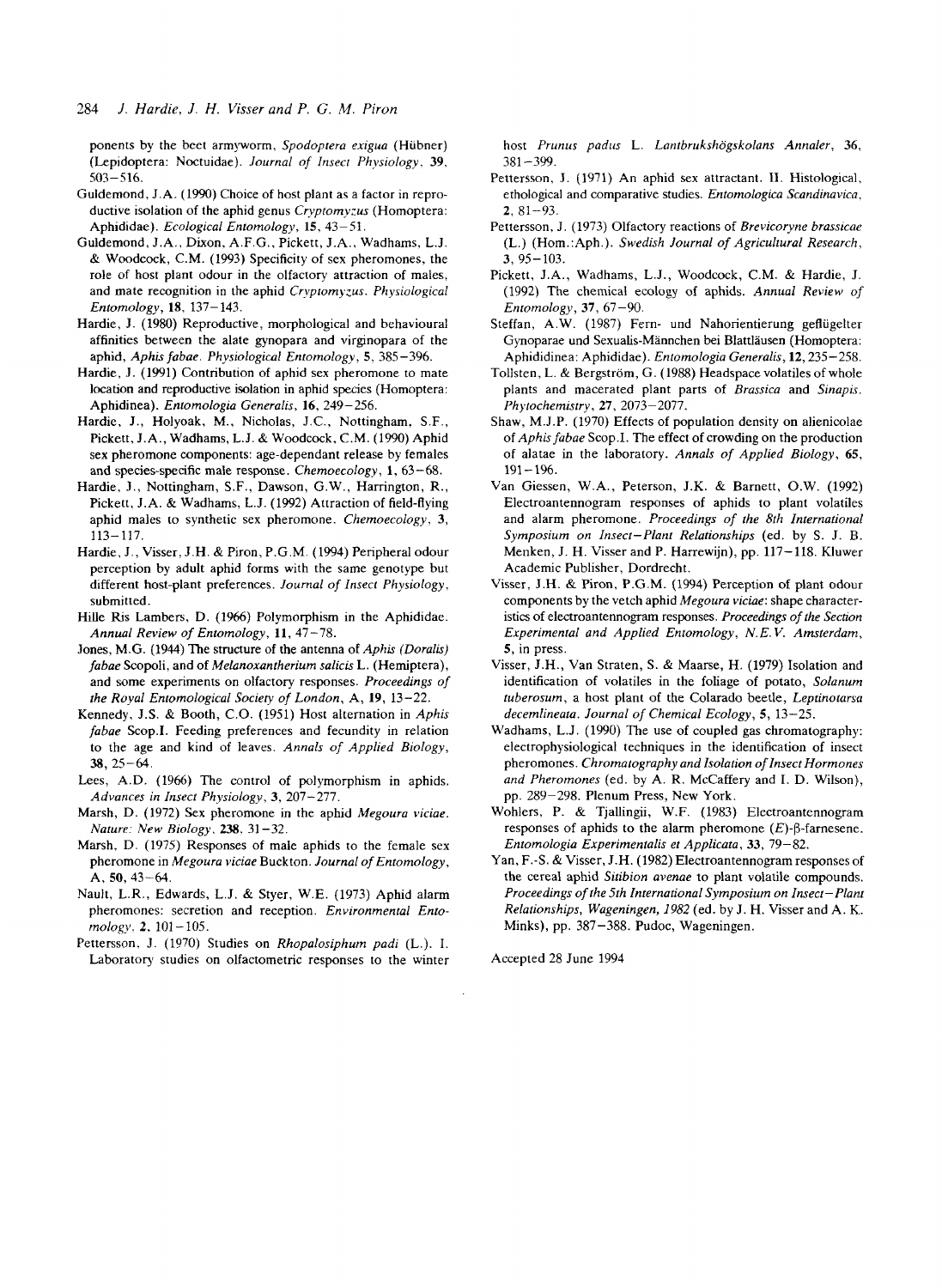ponents by the beet armyworm, *Spodoptera exigua* (Hübner) (Lepidoptera: Noctuidae). *Journal of Insect Physiology*, **39**, 503–516.

Guldemond, J.A. (1990) Choice of host plant as a factor in reproductive isolation of the aphid genus *Cryptomyzus* (Homoptera: Aphididae). *Ecological Entomology*, **15**, 43–51.

Guldemond, J.A., Dixon, A.F.G., Pickett, J.A., Wadhams, L.J. & Woodcock, C.M. (1993) Specificity of sex pheromones, the role of host plant odour in the olfactory attraction of males, and mate recognition in the aphid *Cryptomyzus*. *Physiological Entomology*, **18**, 137–143.

Hardie, J. (1980) Reproductive, morphological and behavioural affinities between the alate gynopara and virginopara of the aphid, *Aphis fabae*. *Physiological Entomology*, **5**, 385–396.

Hardie, J. (1991) Contribution of aphid sex pheromone to mate location and reproductive isolation in aphid species (Homoptera: Aphidinea). *Entomologia Generalis*, **16**, 249–256.

Hardie, J., Holyoak, M., Nicholas, J.C., Nottingham, S.F., Pickett, J.A., Wadhams, L.J. & Woodcock, C.M. (1990) Aphid sex pheromone components: age-dependant release by females and species-specific male response. *Chemoecology*, **1**, 63–68.

Hardie, J., Nottingham, S.F., Dawson, G.W., Harrington, R., Pickett, J.A. & Wadhams, L.J. (1992) Attraction of field-flying aphid males to synthetic sex pheromone. *Chemoecology*, **3**, 113–117.

Hardie, J., Visser, J.H. & Piron, P.G.M. (1994) Peripheral odour perception by adult aphid forms with the same genotype but different host-plant preferences. *Journal of Insect Physiology*, submitted.

Hille Ris Lambers, D. (1966) Polymorphism in the Aphididae. *Annual Review of Entomology*, **11**, 47–78.

Jones, M.G. (1944) The structure of the antenna of *Aphis (Doralis) fabae* Scopoli, and of *Melanoxantherium salicis* L. (Hemiptera), and some experiments on olfactory responses. *Proceedings of the Royal Entomological Society of London*, A, **19**, 13–22.

Kennedy, J.S. & Booth, C.O. (1951) Host alternation in *Aphis fabae* Scop.I. Feeding preferences and fecundity in relation to the age and kind of leaves. *Annals of Applied Biology*, **38**, 25–64.

Lees, A.D. (1966) The control of polymorphism in aphids. *Advances in Insect Physiology*, **3**, 207–277.

Marsh, D. (1972) Sex pheromone in the aphid *Megoura viciae*. *Nature: New Biology*, **238**, 31–32.

Marsh, D. (1975) Responses of male aphids to the female sex pheromone in *Megoura viciae* Buckton. *Journal of Entomology*, A, **50**, 43–64.

Nault, L.R., Edwards, L.J. & Styer, W.E. (1973) Aphid alarm pheromones: secretion and reception. *Environmental Entomology*, **2**, 101–105.

Pettersson, J. (1970) Studies on *Rhopalosiphum padi* (L.). I. Laboratory studies on olfactometric responses to the winter host *Prunus padus* L. *Lantbrukshögskolans Annaler*, **36**, 381–399.

Pettersson, J. (1971) An aphid sex attractant. II. Histological, ethological and comparative studies. *Entomologica Scandinavica*, **2**, 81–93.

Pettersson, J. (1973) Olfactory reactions of *Brevicoryne brassicae* (L.) (Hom.:Aph.). *Swedish Journal of Agricultural Research*, **3**, 95–103.

Pickett, J.A., Wadhams, L.J., Woodcock, C.M. & Hardie, J. (1992) The chemical ecology of aphids. *Annual Review of Entomology*, **37**, 67–90.

Steffan, A.W. (1987) Fern- und Nahorientierung geflügelter Gynoparae und Sexualis-Männchen bei Blattläusen (Homoptera: Aphidinea: Aphididae). *Entomologia Generalis*, **12**, 235–258.

Tollsten, L. & Bergström, G. (1988) Headspace volatiles of whole plants and macerated plant parts of *Brassica* and *Sinapis*. *Phytochemistry*, **27**, 2073–2077.

Shaw, M.J.P. (1970) Effects of population density on alienicolae of *Aphis fabae* Scop.I. The effect of crowding on the production of alatae in the laboratory. *Annals of Applied Biology*, **65**, 191–196.

Van Giessen, W.A., Peterson, J.K. & Barnett, O.W. (1992) Electroantennogram responses of aphids to plant volatiles and alarm pheromone. *Proceedings of the 8th International Symposium on Insect–Plant Relationships* (ed. by S. J. B. Menken, J. H. Visser and P. Harrewijn), pp. 117–118. Kluwer Academic Publisher, Dordrecht.

Visser, J.H. & Piron, P.G.M. (1994) Perception of plant odour components by the vetch aphid *Megoura viciae*: shape characteristics of electroantennogram responses. *Proceedings of the Section Experimental and Applied Entomology, N.E.V. Amsterdam*, **5**, in press.

Visser, J.H., Van Straten, S. & Maarse, H. (1979) Isolation and identification of volatiles in the foliage of potato, *Solanum tuberosum*, a host plant of the Colarado beetle, *Leptinotarsa decemlineata*. *Journal of Chemical Ecology*, **5**, 13–25.

Wadhams, L.J. (1990) The use of coupled gas chromatography: electrophysiological techniques in the identification of insect pheromones. *Chromatography and Isolation of Insect Hormones and Pheromones* (ed. by A. R. McCaffery and I. D. Wilson), pp. 289–298. Plenum Press, New York.

Wohlers, P. & Tjallingii, W.F. (1983) Electroantennogram responses of aphids to the alarm pheromone (*E*)-β-farnesene. *Entomologia Experimentalis et Applicata*, **33**, 79–82.

Yan, F.-S. & Visser, J.H. (1982) Electroantennogram responses of the cereal aphid *Sitibion avenae* to plant volatile compounds. *Proceedings of the 5th International Symposium on Insect–Plant Relationships, Wageningen, 1982* (ed. by J. H. Visser and A. K. Minks), pp. 387–388. Pudoc, Wageningen.

Accepted 28 June 1994